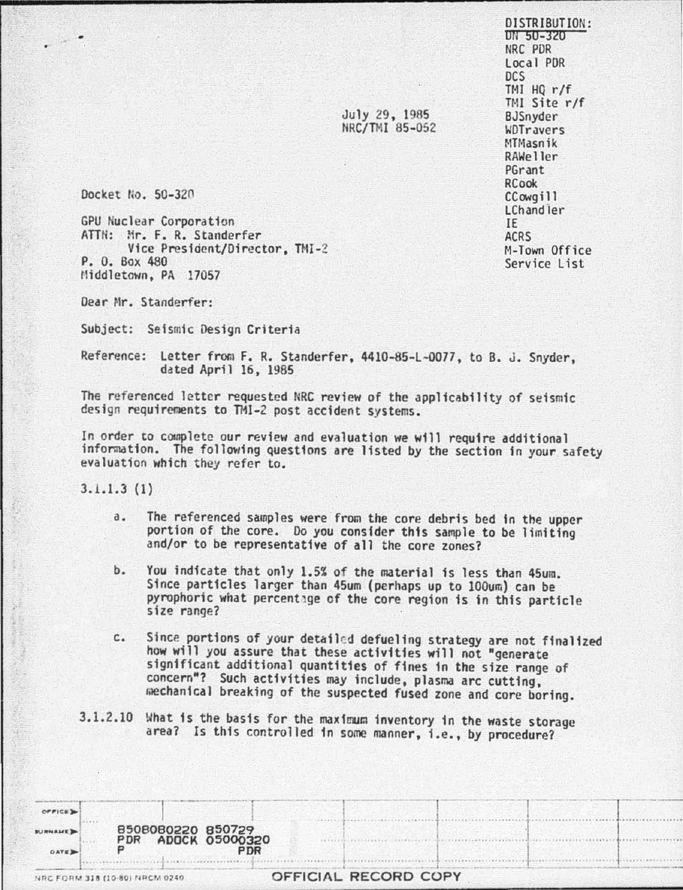DISTRIBUTION:
DN 50-320
NRC PDR
Local PDR
DCS
TMI HQ r/f
TMI Site r/f
BJSnyder
WDTravers
MTMasnik
RAWeller
PGrant
RCook
CCowgill
LChandler
IE
ACRS
M-Town Office
Service List

July 29, 1985
NRC/TMI 85-052

Docket No. 50-320

GPU Nuclear Corporation
ATTN: Mr. F. R. Standerfer
Vice President/Director, TMI-2
P. O. Box 480
Middletown, PA 17057

Dear Mr. Standerfer:

Subject: Seismic Design Criteria

Reference: Letter from F. R. Standerfer, 4410-85-L-0077, to B. J. Snyder, dated April 16, 1985

The referenced letter requested NRC review of the applicability of seismic design requirements to TMI-2 post accident systems.

In order to complete our review and evaluation we will require additional information. The following questions are listed by the section in your safety evaluation which they refer to.

3.1.1.3 (1)

a. The referenced samples were from the core debris bed in the upper portion of the core. Do you consider this sample to be limiting and/or to be representative of all the core zones?

b. You indicate that only 1.5% of the material is less than 45um. Since particles larger than 45um (perhaps up to 100um) can be pyrophoric what percentage of the core region is in this particle size range?

c. Since portions of your detailed defueling strategy are not finalized how will you assure that these activities will not "generate significant additional quantities of fines in the size range of concern"? Such activities may include, plasma arc cutting, mechanical breaking of the suspected fused zone and core boring.

3.1.2.10 What is the basis for the maximum inventory in the waste storage area? Is this controlled in some manner, i.e., by procedure?

8508080220 850729
PDR ADOCK 05000320
P PDR

NRC FORM 318 (10-80) NRCM 0240

OFFICIAL RECORD COPY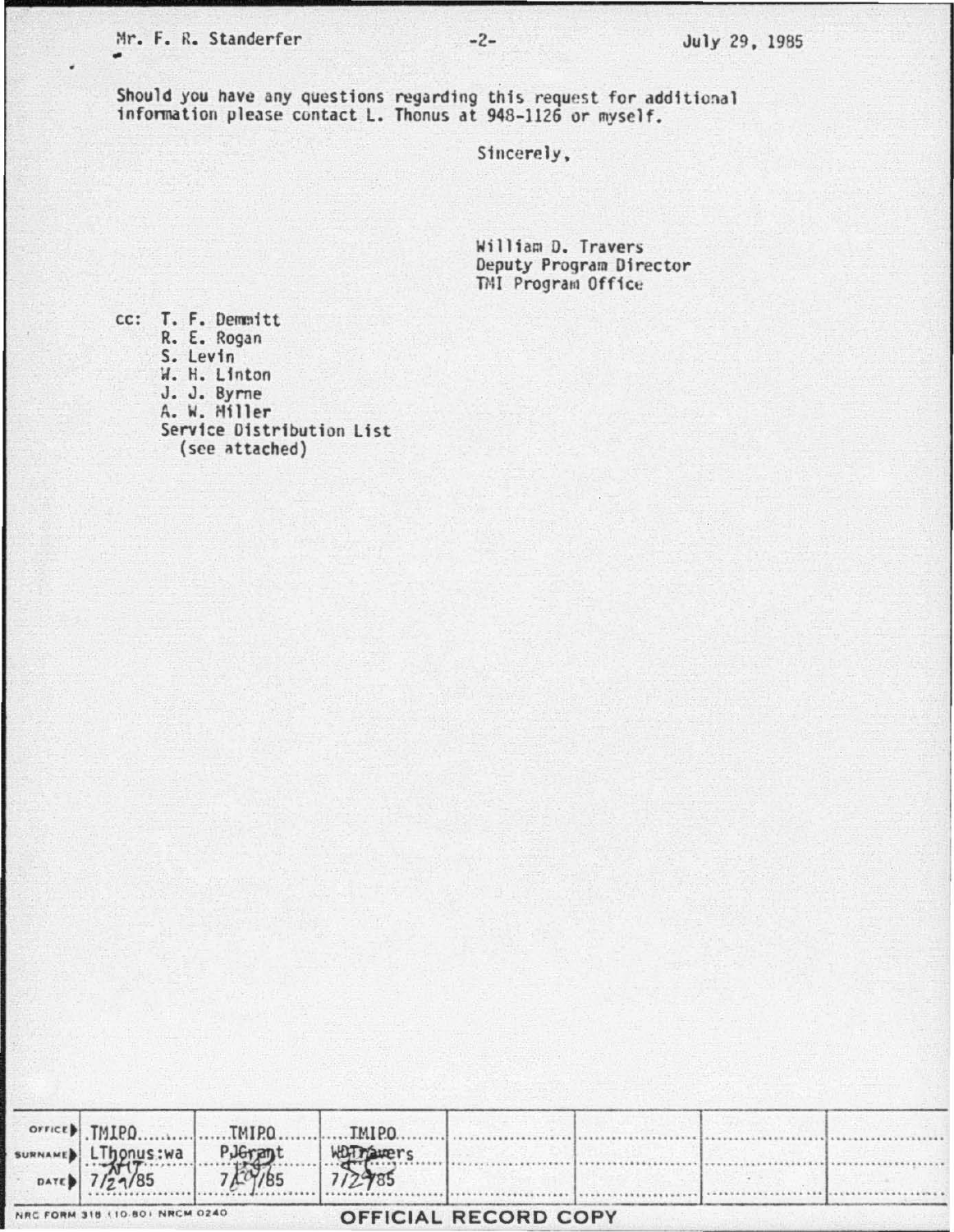Mr. F. R. Standerfer -2- July 29, 1985

Should you have any questions regarding this request for additional information please contact L. Thonus at 948-1126 or myself.

Sincerely,

William D. Travers
Deputy Program Director
TMI Program Office

cc: T. F. Demmitt
R. E. Rogan
S. Levin
W. H. Linton
J. J. Byrne
A. W. Miller
Service Distribution List
(see attached)

| | | | | | | | |
|---|---|---|---|---|---|---|---|
| OFFICE | TMIPO | TMIPO | TMIPO | | | | |
| SURNAME | LThonus:wa | PJGrant | WDTravers | | | | |
| DATE | 7/29/85 | 7/29/85 | 7/29/85 | | | | |

NRC FORM 318 (10-80) NRCM 0240

OFFICIAL RECORD COPY